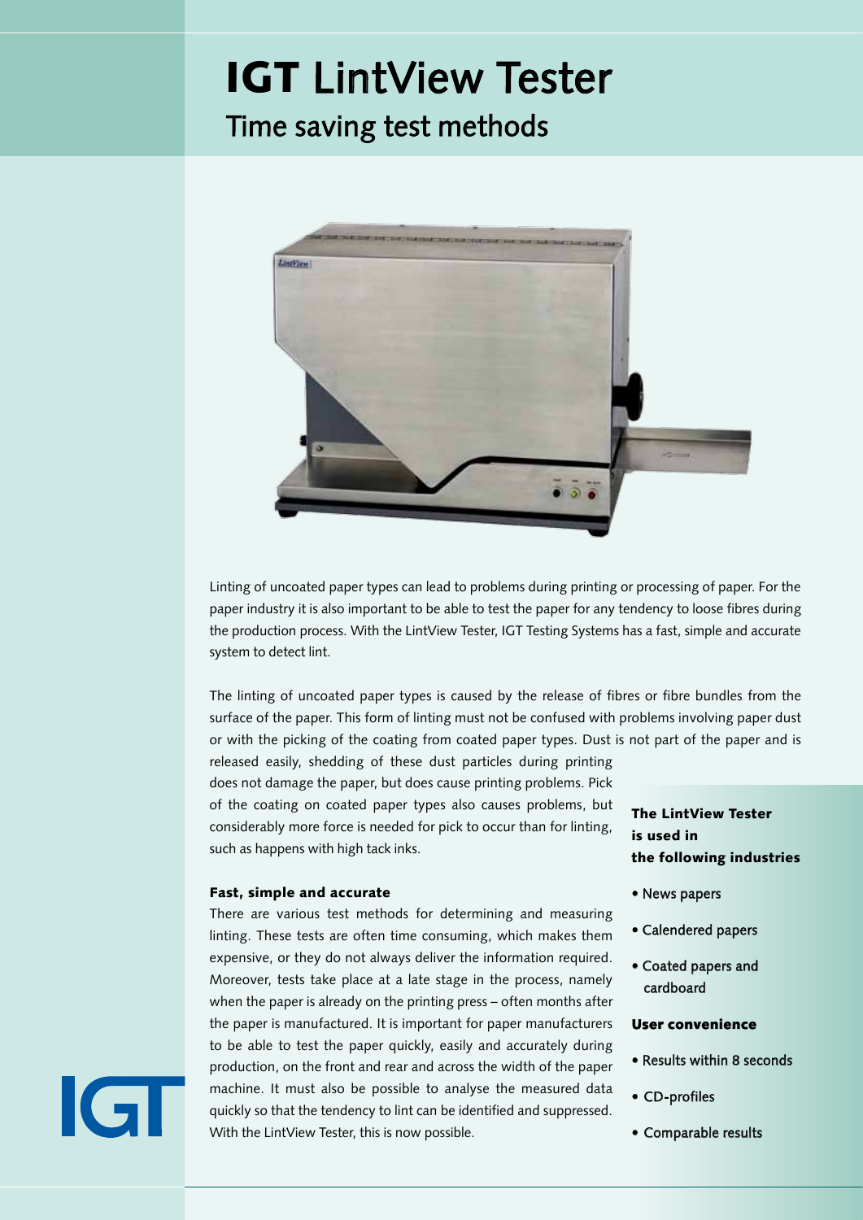# **IGT** LintView Tester

## Time saving test methods

Linting of uncoated paper types can lead to problems during printing or processing of paper. For the paper industry it is also important to be able to test the paper for any tendency to loose fibres during the production process. With the LintView Tester, IGT Testing Systems has a fast, simple and accurate system to detect lint.

The linting of uncoated paper types is caused by the release of fibres or fibre bundles from the surface of the paper. This form of linting must not be confused with problems involving paper dust or with the picking of the coating from coated paper types. Dust is not part of the paper and is released easily, shedding of these dust particles during printing does not damage the paper, but does cause printing problems. Pick of the coating on coated paper types also causes problems, but considerably more force is needed for pick to occur than for linting, such as happens with high tack inks.

### Fast, simple and accurate

There are various test methods for determining and measuring linting. These tests are often time consuming, which makes them expensive, or they do not always deliver the information required. Moreover, tests take place at a late stage in the process, namely when the paper is already on the printing press – often months after the paper is manufactured. It is important for paper manufacturers to be able to test the paper quickly, easily and accurately during production, on the front and rear and across the width of the paper machine. It must also be possible to analyse the measured data quickly so that the tendency to lint can be identified and suppressed. With the LintView Tester, this is now possible.

**The LintView Tester is used in the following industries**

- News papers
- Calendered papers
- Coated papers and cardboard

**User convenience**

- Results within 8 seconds
- CD-profiles
- Comparable results

IGT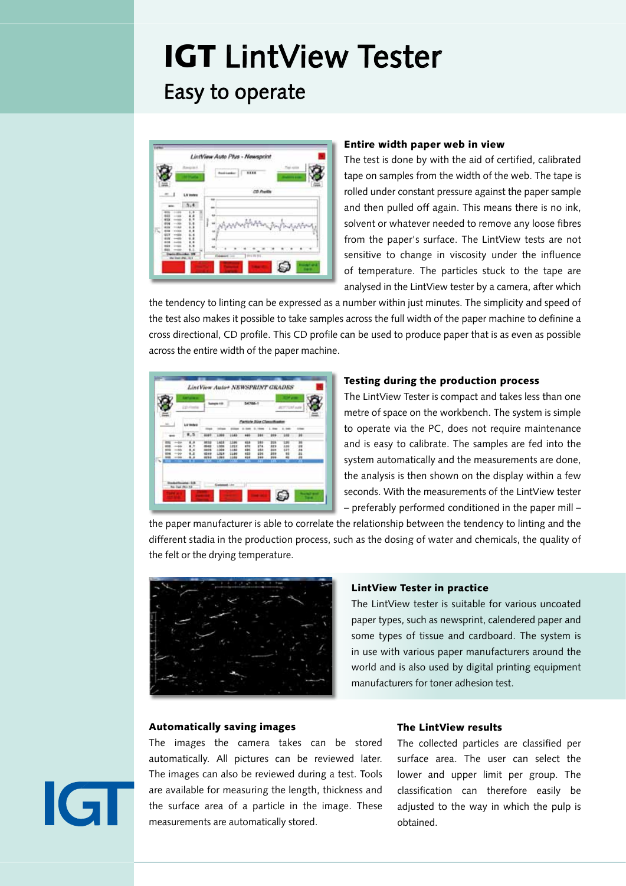// Wait, output must be only transcription content.
# IGT LintView Tester

## Easy to operate

### Entire width paper web in view

The test is done by with the aid of certified, calibrated tape on samples from the width of the web. The tape is rolled under constant pressure against the paper sample and then pulled off again. This means there is no ink, solvent or whatever needed to remove any loose fibres from the paper's surface. The LintView tests are not sensitive to change in viscosity under the influence of temperature. The particles stuck to the tape are analysed in the LintView tester by a camera, after which the tendency to linting can be expressed as a number within just minutes. The simplicity and speed of the test also makes it possible to take samples across the full width of the paper machine to definine a cross directional, CD profile. This CD profile can be used to produce paper that is as even as possible across the entire width of the paper machine.

### Testing during the production process

The LintView Tester is compact and takes less than one metre of space on the workbench. The system is simple to operate via the PC, does not require maintenance and is easy to calibrate. The samples are fed into the system automatically and the measurements are done, the analysis is then shown on the display within a few seconds. With the measurements of the LintView tester – preferably performed conditioned in the paper mill – the paper manufacturer is able to correlate the relationship between the tendency to linting and the different stadia in the production process, such as the dosing of water and chemicals, the quality of the felt or the drying temperature.

### LintView Tester in practice

The LintView tester is suitable for various uncoated paper types, such as newsprint, calendered paper and some types of tissue and cardboard. The system is in use with various paper manufacturers around the world and is also used by digital printing equipment manufacturers for toner adhesion test.

### Automatically saving images

The images the camera takes can be stored automatically. All pictures can be reviewed later. The images can also be reviewed during a test. Tools are available for measuring the length, thickness and the surface area of a particle in the image. These measurements are automatically stored.

### The LintView results

The collected particles are classified per surface area. The user can select the lower and upper limit per group. The classification can therefore easily be adjusted to the way in which the pulp is obtained.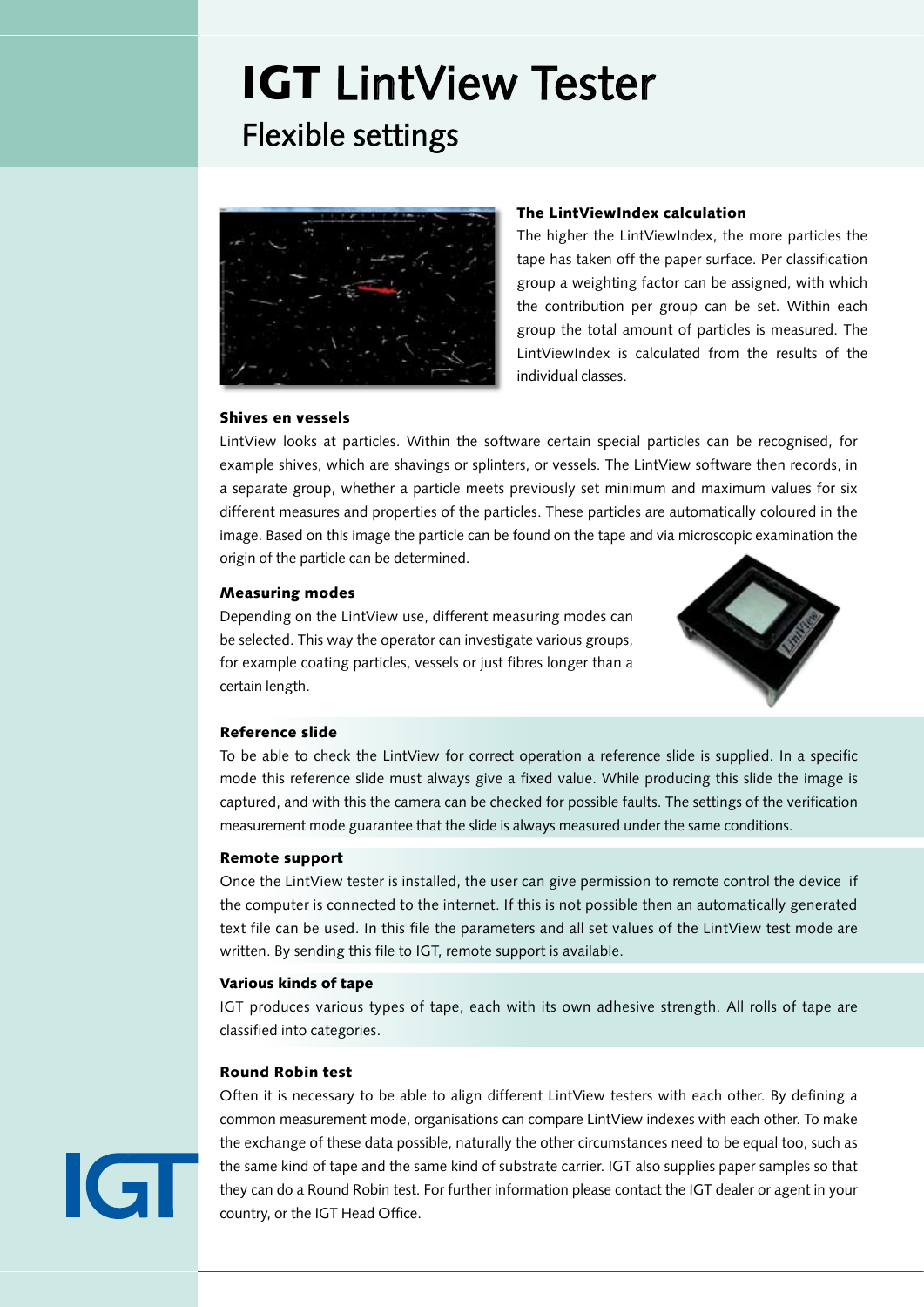# **IGT** LintView Tester

## Flexible settings

### The LintViewIndex calculation

The higher the LintViewIndex, the more particles the tape has taken off the paper surface. Per classification group a weighting factor can be assigned, with which the contribution per group can be set. Within each group the total amount of particles is measured. The LintViewIndex is calculated from the results of the individual classes.

### Shives en vessels

LintView looks at particles. Within the software certain special particles can be recognised, for example shives, which are shavings or splinters, or vessels. The LintView software then records, in a separate group, whether a particle meets previously set minimum and maximum values for six different measures and properties of the particles. These particles are automatically coloured in the image. Based on this image the particle can be found on the tape and via microscopic examination the origin of the particle can be determined.

### Measuring modes

Depending on the LintView use, different measuring modes can be selected. This way the operator can investigate various groups, for example coating particles, vessels or just fibres longer than a certain length.

### Reference slide

To be able to check the LintView for correct operation a reference slide is supplied. In a specific mode this reference slide must always give a fixed value. While producing this slide the image is captured, and with this the camera can be checked for possible faults. The settings of the verification measurement mode guarantee that the slide is always measured under the same conditions.

### Remote support

Once the LintView tester is installed, the user can give permission to remote control the device if the computer is connected to the internet. If this is not possible then an automatically generated text file can be used. In this file the parameters and all set values of the LintView test mode are written. By sending this file to IGT, remote support is available.

### Various kinds of tape

IGT produces various types of tape, each with its own adhesive strength. All rolls of tape are classified into categories.

### Round Robin test

Often it is necessary to be able to align different LintView testers with each other. By defining a common measurement mode, organisations can compare LintView indexes with each other. To make the exchange of these data possible, naturally the other circumstances need to be equal too, such as the same kind of tape and the same kind of substrate carrier. IGT also supplies paper samples so that they can do a Round Robin test. For further information please contact the IGT dealer or agent in your country, or the IGT Head Office.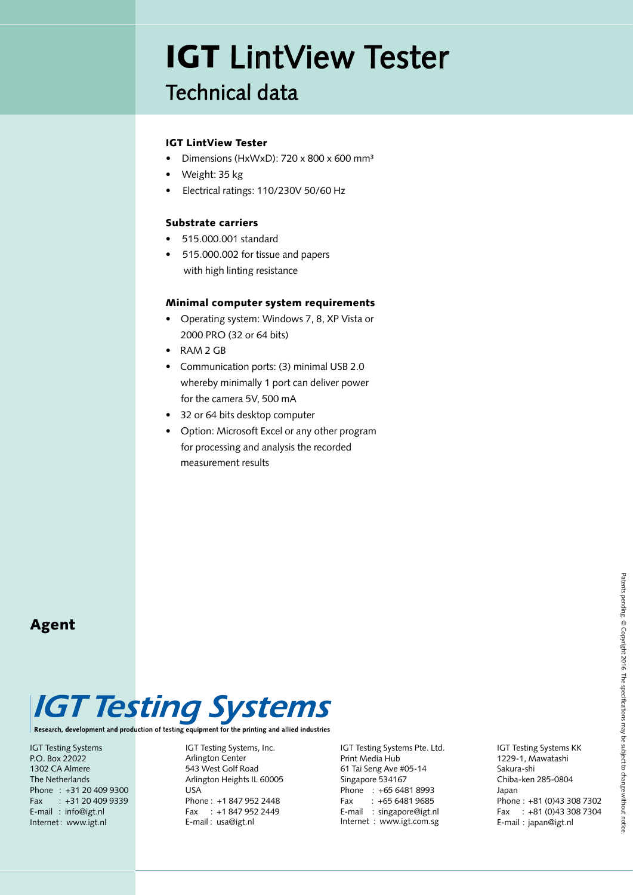# **IGT** LintView Tester

## Technical data

### IGT LintView Tester

- Dimensions (HxWxD): 720 x 800 x 600 mm³
- Weight: 35 kg
- Electrical ratings: 110/230V 50/60 Hz

### Substrate carriers

- 515.000.001 standard
- 515.000.002 for tissue and papers with high linting resistance

### Minimal computer system requirements

- Operating system: Windows 7, 8, XP Vista or 2000 PRO (32 or 64 bits)
- RAM 2 GB
- Communication ports: (3) minimal USB 2.0 whereby minimally 1 port can deliver power for the camera 5V, 500 mA
- 32 or 64 bits desktop computer
- Option: Microsoft Excel or any other program for processing and analysis the recorded measurement results

## Agent

**IGT Testing Systems**

Research, development and production of testing equipment for the printing and allied industries

IGT Testing Systems
P.O. Box 22022
1302 CA Almere
The Netherlands
Phone : +31 20 409 9300
Fax : +31 20 409 9339
E-mail : info@igt.nl
Internet : www.igt.nl

IGT Testing Systems, Inc.
Arlington Center
543 West Golf Road
Arlington Heights IL 60005
USA
Phone : +1 847 952 2448
Fax : +1 847 952 2449
E-mail : usa@igt.nl

IGT Testing Systems Pte. Ltd.
Print Media Hub
61 Tai Seng Ave #05-14
Singapore 534167
Phone : +65 6481 8993
Fax : +65 6481 9685
E-mail : singapore@igt.nl
Internet : www.igt.com.sg

IGT Testing Systems KK
1229-1, Mawatashi
Sakura-shi
Chiba-ken 285-0804
Japan
Phone : +81 (0)43 308 7302
Fax : +81 (0)43 308 7304
E-mail : japan@igt.nl

Patents pending. © Copyright 2016. The specifications may be subject to change without notice.